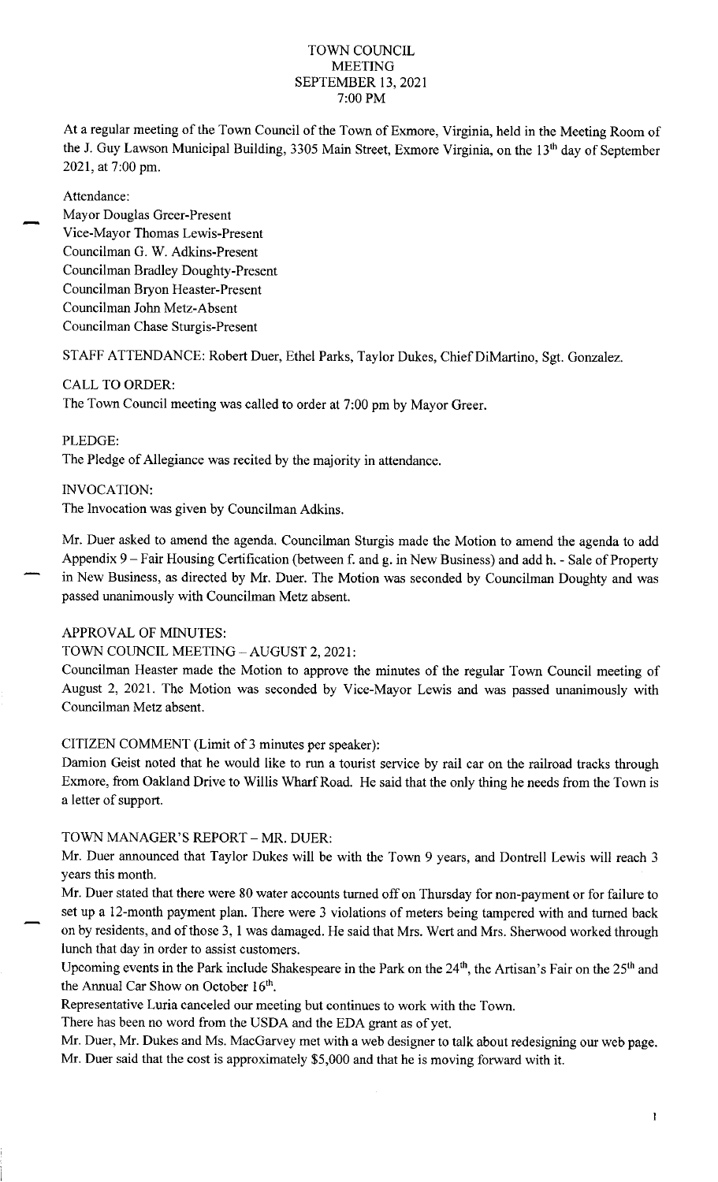# TOWN COUNCIL MEETING
## SEPTEMBER 13, 2021
## 7:00 PM

At a regular meeting of the Town Council of the Town of Exmore, Virginia, held in the Meeting Room of the J. Guy Lawson Municipal Building, 3305 Main Street, Exmore Virginia, on the 13th day of September 2021, at 7:00 pm.

Attendance:
Mayor Douglas Greer-Present
Vice-Mayor Thomas Lewis-Present
Councilman G. W. Adkins-Present
Councilman Bradley Doughty-Present
Councilman Bryon Heaster-Present
Councilman John Metz-Absent
Councilman Chase Sturgis-Present

STAFF ATTENDANCE: Robert Duer, Ethel Parks, Taylor Dukes, Chief DiMartino, Sgt. Gonzalez.

CALL TO ORDER:
The Town Council meeting was called to order at 7:00 pm by Mayor Greer.

PLEDGE:
The Pledge of Allegiance was recited by the majority in attendance.

INVOCATION:
The Invocation was given by Councilman Adkins.

Mr. Duer asked to amend the agenda. Councilman Sturgis made the Motion to amend the agenda to add Appendix 9 – Fair Housing Certification (between f. and g. in New Business) and add h. - Sale of Property in New Business, as directed by Mr. Duer. The Motion was seconded by Councilman Doughty and was passed unanimously with Councilman Metz absent.

APPROVAL OF MINUTES:
TOWN COUNCIL MEETING – AUGUST 2, 2021:
Councilman Heaster made the Motion to approve the minutes of the regular Town Council meeting of August 2, 2021. The Motion was seconded by Vice-Mayor Lewis and was passed unanimously with Councilman Metz absent.

CITIZEN COMMENT (Limit of 3 minutes per speaker):
Damion Geist noted that he would like to run a tourist service by rail car on the railroad tracks through Exmore, from Oakland Drive to Willis Wharf Road. He said that the only thing he needs from the Town is a letter of support.

TOWN MANAGER'S REPORT – MR. DUER:
Mr. Duer announced that Taylor Dukes will be with the Town 9 years, and Dontrell Lewis will reach 3 years this month.
Mr. Duer stated that there were 80 water accounts turned off on Thursday for non-payment or for failure to set up a 12-month payment plan. There were 3 violations of meters being tampered with and turned back on by residents, and of those 3, 1 was damaged. He said that Mrs. Wert and Mrs. Sherwood worked through lunch that day in order to assist customers.
Upcoming events in the Park include Shakespeare in the Park on the 24th, the Artisan's Fair on the 25th and the Annual Car Show on October 16th.
Representative Luria canceled our meeting but continues to work with the Town.
There has been no word from the USDA and the EDA grant as of yet.
Mr. Duer, Mr. Dukes and Ms. MacGarvey met with a web designer to talk about redesigning our web page. Mr. Duer said that the cost is approximately $5,000 and that he is moving forward with it.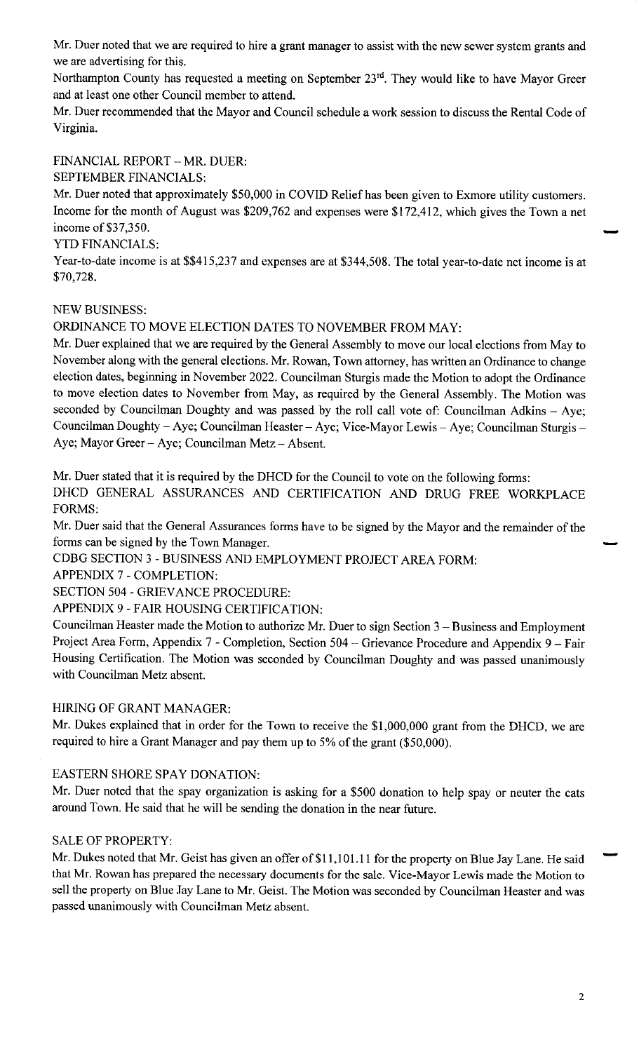Mr. Duer noted that we are required to hire a grant manager to assist with the new sewer system grants and we are advertising for this.

Northampton County has requested a meeting on September 23rd. They would like to have Mayor Greer and at least one other Council member to attend.

Mr. Duer recommended that the Mayor and Council schedule a work session to discuss the Rental Code of Virginia.

FINANCIAL REPORT – MR. DUER:

SEPTEMBER FINANCIALS:

Mr. Duer noted that approximately $50,000 in COVID Relief has been given to Exmore utility customers. Income for the month of August was $209,762 and expenses were $172,412, which gives the Town a net income of $37,350.

YTD FINANCIALS:

Year-to-date income is at $$415,237 and expenses are at $344,508. The total year-to-date net income is at $70,728.

NEW BUSINESS:

ORDINANCE TO MOVE ELECTION DATES TO NOVEMBER FROM MAY:

Mr. Duer explained that we are required by the General Assembly to move our local elections from May to November along with the general elections. Mr. Rowan, Town attorney, has written an Ordinance to change election dates, beginning in November 2022. Councilman Sturgis made the Motion to adopt the Ordinance to move election dates to November from May, as required by the General Assembly. The Motion was seconded by Councilman Doughty and was passed by the roll call vote of: Councilman Adkins – Aye; Councilman Doughty – Aye; Councilman Heaster – Aye; Vice-Mayor Lewis – Aye; Councilman Sturgis – Aye; Mayor Greer – Aye; Councilman Metz – Absent.

Mr. Duer stated that it is required by the DHCD for the Council to vote on the following forms:

DHCD GENERAL ASSURANCES AND CERTIFICATION AND DRUG FREE WORKPLACE FORMS:

Mr. Duer said that the General Assurances forms have to be signed by the Mayor and the remainder of the forms can be signed by the Town Manager.

CDBG SECTION 3 - BUSINESS AND EMPLOYMENT PROJECT AREA FORM:

APPENDIX 7 - COMPLETION:

SECTION 504 - GRIEVANCE PROCEDURE:

APPENDIX 9 - FAIR HOUSING CERTIFICATION:

Councilman Heaster made the Motion to authorize Mr. Duer to sign Section 3 – Business and Employment Project Area Form, Appendix 7 - Completion, Section 504 – Grievance Procedure and Appendix 9 – Fair Housing Certification. The Motion was seconded by Councilman Doughty and was passed unanimously with Councilman Metz absent.

HIRING OF GRANT MANAGER:

Mr. Dukes explained that in order for the Town to receive the $1,000,000 grant from the DHCD, we are required to hire a Grant Manager and pay them up to 5% of the grant ($50,000).

EASTERN SHORE SPAY DONATION:

Mr. Duer noted that the spay organization is asking for a $500 donation to help spay or neuter the cats around Town. He said that he will be sending the donation in the near future.

SALE OF PROPERTY:

Mr. Dukes noted that Mr. Geist has given an offer of $11,101.11 for the property on Blue Jay Lane. He said that Mr. Rowan has prepared the necessary documents for the sale. Vice-Mayor Lewis made the Motion to sell the property on Blue Jay Lane to Mr. Geist. The Motion was seconded by Councilman Heaster and was passed unanimously with Councilman Metz absent.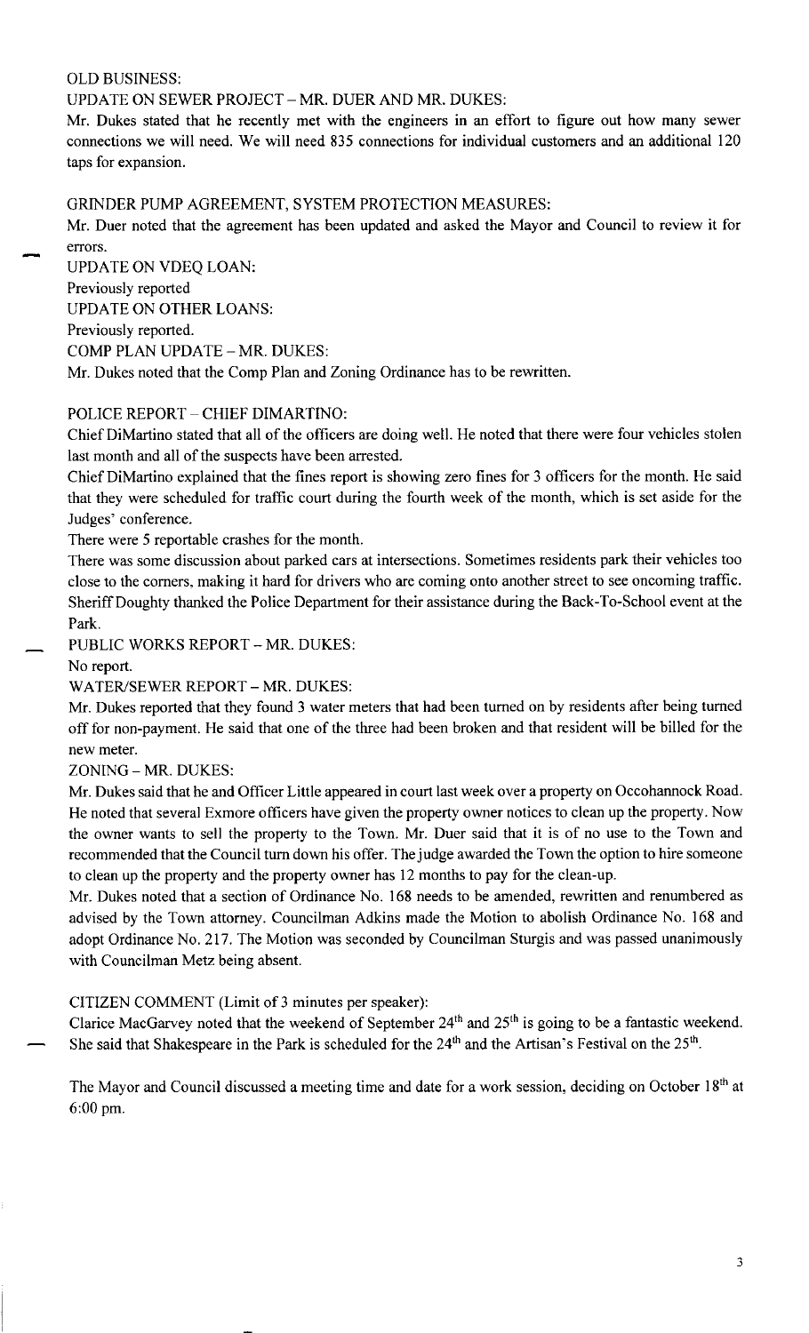OLD BUSINESS:

UPDATE ON SEWER PROJECT – MR. DUER AND MR. DUKES:

Mr. Dukes stated that he recently met with the engineers in an effort to figure out how many sewer connections we will need. We will need 835 connections for individual customers and an additional 120 taps for expansion.

GRINDER PUMP AGREEMENT, SYSTEM PROTECTION MEASURES:

Mr. Duer noted that the agreement has been updated and asked the Mayor and Council to review it for errors.

UPDATE ON VDEQ LOAN:

Previously reported

UPDATE ON OTHER LOANS:

Previously reported.

COMP PLAN UPDATE – MR. DUKES:

Mr. Dukes noted that the Comp Plan and Zoning Ordinance has to be rewritten.

POLICE REPORT – CHIEF DIMARTINO:

Chief DiMartino stated that all of the officers are doing well. He noted that there were four vehicles stolen last month and all of the suspects have been arrested.

Chief DiMartino explained that the fines report is showing zero fines for 3 officers for the month. He said that they were scheduled for traffic court during the fourth week of the month, which is set aside for the Judges' conference.

There were 5 reportable crashes for the month.

There was some discussion about parked cars at intersections. Sometimes residents park their vehicles too close to the corners, making it hard for drivers who are coming onto another street to see oncoming traffic.

Sheriff Doughty thanked the Police Department for their assistance during the Back-To-School event at the Park.

PUBLIC WORKS REPORT – MR. DUKES:

No report.

WATER/SEWER REPORT – MR. DUKES:

Mr. Dukes reported that they found 3 water meters that had been turned on by residents after being turned off for non-payment. He said that one of the three had been broken and that resident will be billed for the new meter.

ZONING – MR. DUKES:

Mr. Dukes said that he and Officer Little appeared in court last week over a property on Occohannock Road. He noted that several Exmore officers have given the property owner notices to clean up the property. Now the owner wants to sell the property to the Town. Mr. Duer said that it is of no use to the Town and recommended that the Council turn down his offer. The judge awarded the Town the option to hire someone to clean up the property and the property owner has 12 months to pay for the clean-up.

Mr. Dukes noted that a section of Ordinance No. 168 needs to be amended, rewritten and renumbered as advised by the Town attorney. Councilman Adkins made the Motion to abolish Ordinance No. 168 and adopt Ordinance No. 217. The Motion was seconded by Councilman Sturgis and was passed unanimously with Councilman Metz being absent.

CITIZEN COMMENT (Limit of 3 minutes per speaker):

Clarice MacGarvey noted that the weekend of September 24th and 25th is going to be a fantastic weekend. She said that Shakespeare in the Park is scheduled for the 24th and the Artisan's Festival on the 25th.

The Mayor and Council discussed a meeting time and date for a work session, deciding on October 18th at 6:00 pm.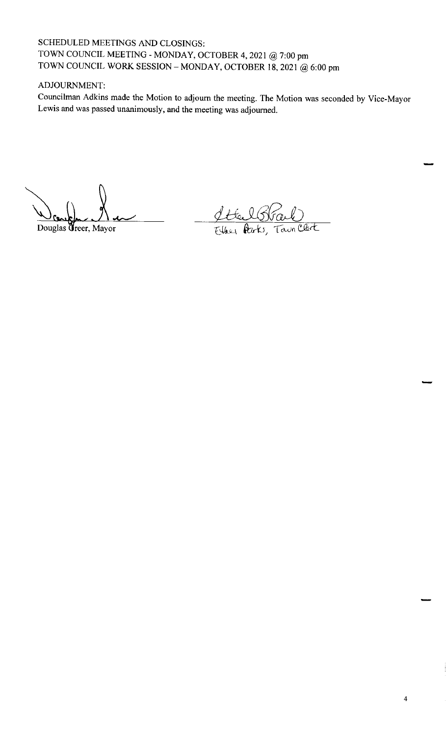SCHEDULED MEETINGS AND CLOSINGS:
TOWN COUNCIL MEETING - MONDAY, OCTOBER 4, 2021 @ 7:00 pm
TOWN COUNCIL WORK SESSION – MONDAY, OCTOBER 18, 2021 @ 6:00 pm

ADJOURNMENT:
Councilman Adkins made the Motion to adjourn the meeting. The Motion was seconded by Vice-Mayor Lewis and was passed unanimously, and the meeting was adjourned.

Douglas Greer, Mayor

Ethel Parks, Town Clerk